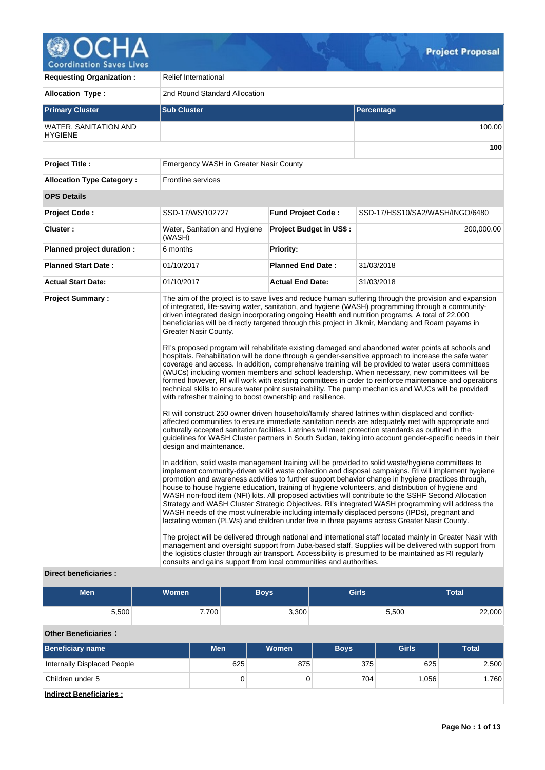**OCHA** Coordination Saves Lives

**Project Proposal**

| | | |
|---|---|---|
| **Requesting Organization :** | Relief International | |
| **Allocation Type :** | 2nd Round Standard Allocation | |
| **Primary Cluster** | **Sub Cluster** | **Percentage** |
| WATER, SANITATION AND HYGIENE | | 100.00 |
| | | **100** |
| **Project Title :** | Emergency WASH in Greater Nasir County | |
| **Allocation Type Category :** | Frontline services | |

**OPS Details**

| | | | |
|---|---|---|---|
| **Project Code :** | SSD-17/WS/102727 | **Fund Project Code :** | SSD-17/HSS10/SA2/WASH/INGO/6480 |
| **Cluster :** | Water, Sanitation and Hygiene (WASH) | **Project Budget in US$ :** | 200,000.00 |
| **Planned project duration :** | 6 months | **Priority:** | |
| **Planned Start Date :** | 01/10/2017 | **Planned End Date :** | 31/03/2018 |
| **Actual Start Date:** | 01/10/2017 | **Actual End Date:** | 31/03/2018 |

**Project Summary :**

The aim of the project is to save lives and reduce human suffering through the provision and expansion of integrated, life-saving water, sanitation, and hygiene (WASH) programming through a community-driven integrated design incorporating ongoing Health and nutrition programs. A total of 22,000 beneficiaries will be directly targeted through this project in Jikmir, Mandang and Roam payams in Greater Nasir County.

RI's proposed program will rehabilitate existing damaged and abandoned water points at schools and hospitals. Rehabilitation will be done through a gender-sensitive approach to increase the safe water coverage and access. In addition, comprehensive training will be provided to water users committees (WUCs) including women members and school leadership. When necessary, new committees will be formed however, RI will work with existing committees in order to reinforce maintenance and operations technical skills to ensure water point sustainability. The pump mechanics and WUCs will be provided with refresher training to boost ownership and resilience.

RI will construct 250 owner driven household/family shared latrines within displaced and conflict-affected communities to ensure immediate sanitation needs are adequately met with appropriate and culturally accepted sanitation facilities. Latrines will meet protection standards as outlined in the guidelines for WASH Cluster partners in South Sudan, taking into account gender-specific needs in their design and maintenance.

In addition, solid waste management training will be provided to solid waste/hygiene committees to implement community-driven solid waste collection and disposal campaigns. RI will implement hygiene promotion and awareness activities to further support behavior change in hygiene practices through, house to house hygiene education, training of hygiene volunteers, and distribution of hygiene and WASH non-food item (NFI) kits. All proposed activities will contribute to the SSHF Second Allocation Strategy and WASH Cluster Strategic Objectives. RI's integrated WASH programming will address the WASH needs of the most vulnerable including internally displaced persons (IPDs), pregnant and lactating women (PLWs) and children under five in three payams across Greater Nasir County.

The project will be delivered through national and international staff located mainly in Greater Nasir with management and oversight support from Juba-based staff. Supplies will be delivered with support from the logistics cluster through air transport. Accessibility is presumed to be maintained as RI regularly consults and gains support from local communities and authorities.

**Direct beneficiaries :**

| Men | Women | Boys | Girls | Total |
|---|---|---|---|---|
| 5,500 | 7,700 | 3,300 | 5,500 | 22,000 |

**Other Beneficiaries :**

| Beneficiary name | Men | Women | Boys | Girls | Total |
|---|---|---|---|---|---|
| Internally Displaced People | 625 | 875 | 375 | 625 | 2,500 |
| Children under 5 | 0 | 0 | 704 | 1,056 | 1,760 |

**Indirect Beneficiaries :**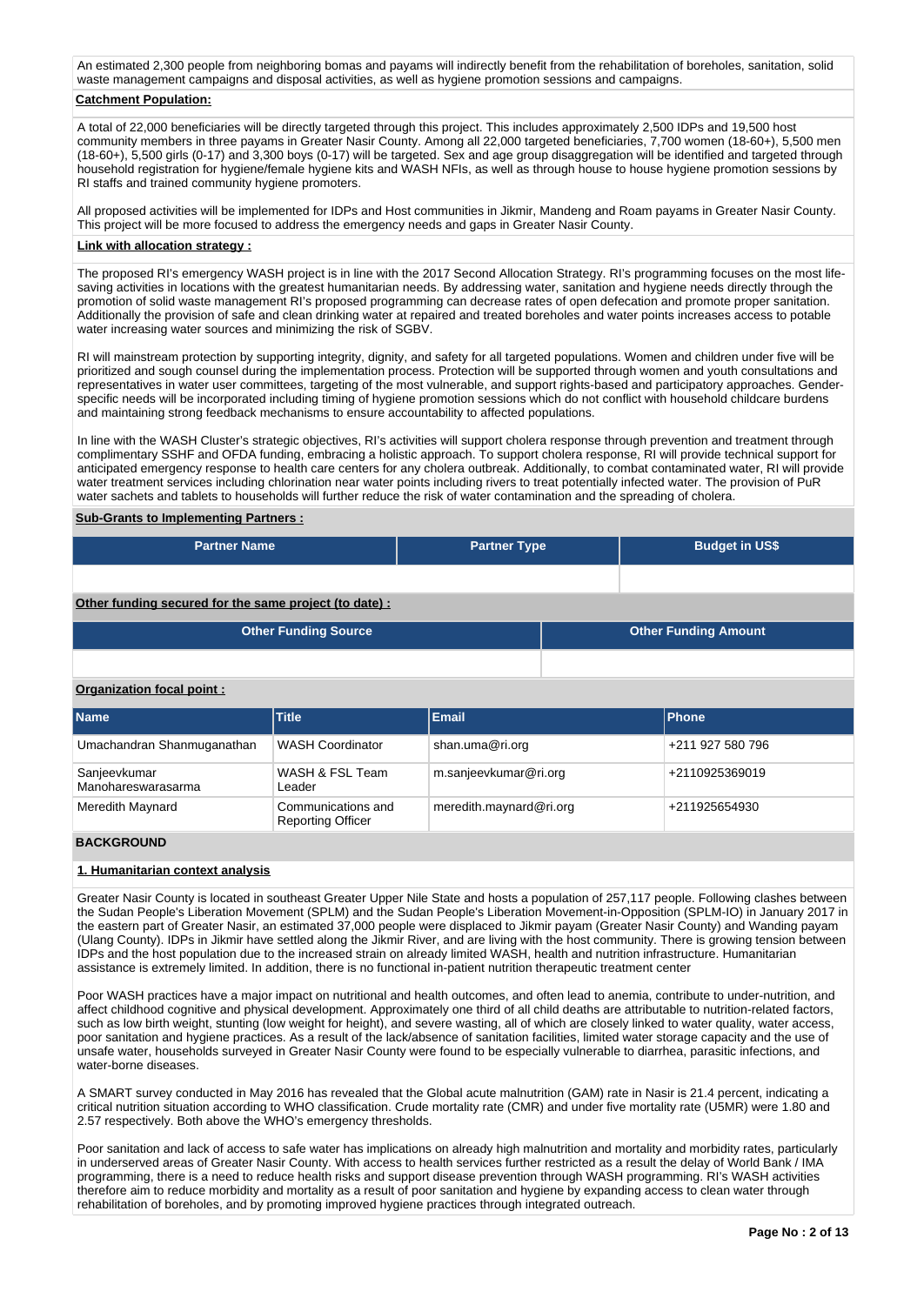An estimated 2,300 people from neighboring bomas and payams will indirectly benefit from the rehabilitation of boreholes, sanitation, solid waste management campaigns and disposal activities, as well as hygiene promotion sessions and campaigns.

**Catchment Population:**

A total of 22,000 beneficiaries will be directly targeted through this project. This includes approximately 2,500 IDPs and 19,500 host community members in three payams in Greater Nasir County. Among all 22,000 targeted beneficiaries, 7,700 women (18-60+), 5,500 men (18-60+), 5,500 girls (0-17) and 3,300 boys (0-17) will be targeted. Sex and age group disaggregation will be identified and targeted through household registration for hygiene/female hygiene kits and WASH NFIs, as well as through house to house hygiene promotion sessions by RI staffs and trained community hygiene promoters.

All proposed activities will be implemented for IDPs and Host communities in Jikmir, Mandeng and Roam payams in Greater Nasir County. This project will be more focused to address the emergency needs and gaps in Greater Nasir County.

**Link with allocation strategy :**

The proposed RI's emergency WASH project is in line with the 2017 Second Allocation Strategy. RI's programming focuses on the most life-saving activities in locations with the greatest humanitarian needs. By addressing water, sanitation and hygiene needs directly through the promotion of solid waste management RI's proposed programming can decrease rates of open defecation and promote proper sanitation. Additionally the provision of safe and clean drinking water at repaired and treated boreholes and water points increases access to potable water increasing water sources and minimizing the risk of SGBV.

RI will mainstream protection by supporting integrity, dignity, and safety for all targeted populations. Women and children under five will be prioritized and sough counsel during the implementation process. Protection will be supported through women and youth consultations and representatives in water user committees, targeting of the most vulnerable, and support rights-based and participatory approaches. Gender-specific needs will be incorporated including timing of hygiene promotion sessions which do not conflict with household childcare burdens and maintaining strong feedback mechanisms to ensure accountability to affected populations.

In line with the WASH Cluster's strategic objectives, RI's activities will support cholera response through prevention and treatment through complimentary SSHF and OFDA funding, embracing a holistic approach. To support cholera response, RI will provide technical support for anticipated emergency response to health care centers for any cholera outbreak. Additionally, to combat contaminated water, RI will provide water treatment services including chlorination near water points including rivers to treat potentially infected water. The provision of PuR water sachets and tablets to households will further reduce the risk of water contamination and the spreading of cholera.

**Sub-Grants to Implementing Partners :**

| Partner Name | Partner Type | Budget in US$ |
|---|---|---|
| | | |

**Other funding secured for the same project (to date) :**

| Other Funding Source | Other Funding Amount |
|---|---|
| | |

**Organization focal point :**

| Name | Title | Email | Phone |
|---|---|---|---|
| Umachandran Shanmuganathan | WASH Coordinator | shan.uma@ri.org | +211 927 580 796 |
| Sanjeevkumar Manohareswarasarma | WASH & FSL Team Leader | m.sanjeevkumar@ri.org | +2110925369019 |
| Meredith Maynard | Communications and Reporting Officer | meredith.maynard@ri.org | +211925654930 |

## BACKGROUND

**1. Humanitarian context analysis**

Greater Nasir County is located in southeast Greater Upper Nile State and hosts a population of 257,117 people. Following clashes between the Sudan People's Liberation Movement (SPLM) and the Sudan People's Liberation Movement-in-Opposition (SPLM-IO) in January 2017 in the eastern part of Greater Nasir, an estimated 37,000 people were displaced to Jikmir payam (Greater Nasir County) and Wanding payam (Ulang County). IDPs in Jikmir have settled along the Jikmir River, and are living with the host community. There is growing tension between IDPs and the host population due to the increased strain on already limited WASH, health and nutrition infrastructure. Humanitarian assistance is extremely limited. In addition, there is no functional in-patient nutrition therapeutic treatment center

Poor WASH practices have a major impact on nutritional and health outcomes, and often lead to anemia, contribute to under-nutrition, and affect childhood cognitive and physical development. Approximately one third of all child deaths are attributable to nutrition-related factors, such as low birth weight, stunting (low weight for height), and severe wasting, all of which are closely linked to water quality, water access, poor sanitation and hygiene practices. As a result of the lack/absence of sanitation facilities, limited water storage capacity and the use of unsafe water, households surveyed in Greater Nasir County were found to be especially vulnerable to diarrhea, parasitic infections, and water-borne diseases.

A SMART survey conducted in May 2016 has revealed that the Global acute malnutrition (GAM) rate in Nasir is 21.4 percent, indicating a critical nutrition situation according to WHO classification. Crude mortality rate (CMR) and under five mortality rate (U5MR) were 1.80 and 2.57 respectively. Both above the WHO's emergency thresholds.

Poor sanitation and lack of access to safe water has implications on already high malnutrition and mortality and morbidity rates, particularly in underserved areas of Greater Nasir County. With access to health services further restricted as a result the delay of World Bank / IMA programming, there is a need to reduce health risks and support disease prevention through WASH programming. RI's WASH activities therefore aim to reduce morbidity and mortality as a result of poor sanitation and hygiene by expanding access to clean water through rehabilitation of boreholes, and by promoting improved hygiene practices through integrated outreach.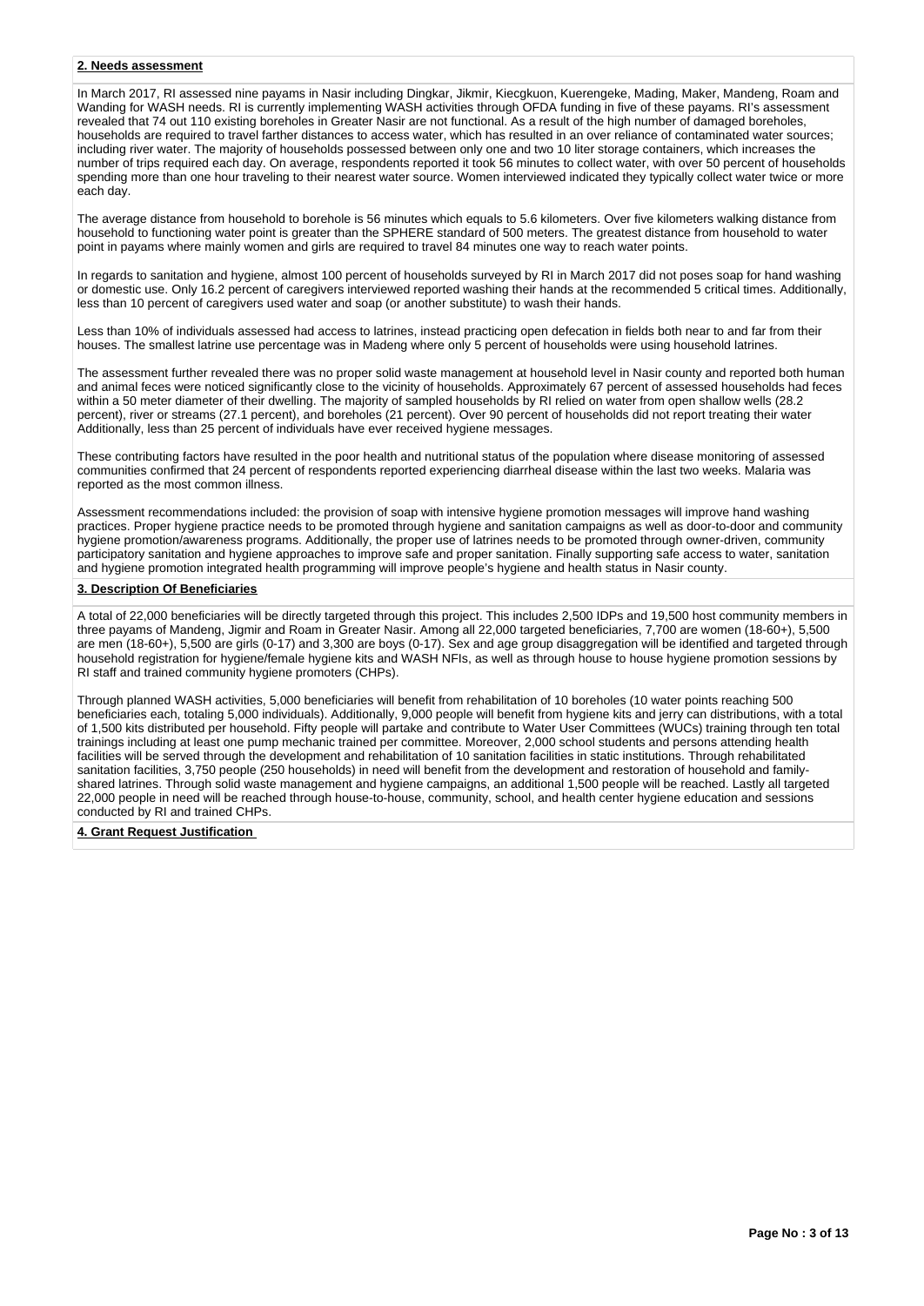**2. Needs assessment**

In March 2017, RI assessed nine payams in Nasir including Dingkar, Jikmir, Kiecgkuon, Kuerengeke, Mading, Maker, Mandeng, Roam and Wanding for WASH needs. RI is currently implementing WASH activities through OFDA funding in five of these payams. RI's assessment revealed that 74 out 110 existing boreholes in Greater Nasir are not functional. As a result of the high number of damaged boreholes, households are required to travel farther distances to access water, which has resulted in an over reliance of contaminated water sources; including river water. The majority of households possessed between only one and two 10 liter storage containers, which increases the number of trips required each day. On average, respondents reported it took 56 minutes to collect water, with over 50 percent of households spending more than one hour traveling to their nearest water source. Women interviewed indicated they typically collect water twice or more each day.

The average distance from household to borehole is 56 minutes which equals to 5.6 kilometers. Over five kilometers walking distance from household to functioning water point is greater than the SPHERE standard of 500 meters. The greatest distance from household to water point in payams where mainly women and girls are required to travel 84 minutes one way to reach water points.

In regards to sanitation and hygiene, almost 100 percent of households surveyed by RI in March 2017 did not poses soap for hand washing or domestic use. Only 16.2 percent of caregivers interviewed reported washing their hands at the recommended 5 critical times. Additionally, less than 10 percent of caregivers used water and soap (or another substitute) to wash their hands.

Less than 10% of individuals assessed had access to latrines, instead practicing open defecation in fields both near to and far from their houses. The smallest latrine use percentage was in Madeng where only 5 percent of households were using household latrines.

The assessment further revealed there was no proper solid waste management at household level in Nasir county and reported both human and animal feces were noticed significantly close to the vicinity of households. Approximately 67 percent of assessed households had feces within a 50 meter diameter of their dwelling. The majority of sampled households by RI relied on water from open shallow wells (28.2 percent), river or streams (27.1 percent), and boreholes (21 percent). Over 90 percent of households did not report treating their water Additionally, less than 25 percent of individuals have ever received hygiene messages.

These contributing factors have resulted in the poor health and nutritional status of the population where disease monitoring of assessed communities confirmed that 24 percent of respondents reported experiencing diarrheal disease within the last two weeks. Malaria was reported as the most common illness.

Assessment recommendations included: the provision of soap with intensive hygiene promotion messages will improve hand washing practices. Proper hygiene practice needs to be promoted through hygiene and sanitation campaigns as well as door-to-door and community hygiene promotion/awareness programs. Additionally, the proper use of latrines needs to be promoted through owner-driven, community participatory sanitation and hygiene approaches to improve safe and proper sanitation. Finally supporting safe access to water, sanitation and hygiene promotion integrated health programming will improve people's hygiene and health status in Nasir county.

**3. Description Of Beneficiaries**

A total of 22,000 beneficiaries will be directly targeted through this project. This includes 2,500 IDPs and 19,500 host community members in three payams of Mandeng, Jigmir and Roam in Greater Nasir. Among all 22,000 targeted beneficiaries, 7,700 are women (18-60+), 5,500 are men (18-60+), 5,500 are girls (0-17) and 3,300 are boys (0-17). Sex and age group disaggregation will be identified and targeted through household registration for hygiene/female hygiene kits and WASH NFIs, as well as through house to house hygiene promotion sessions by RI staff and trained community hygiene promoters (CHPs).

Through planned WASH activities, 5,000 beneficiaries will benefit from rehabilitation of 10 boreholes (10 water points reaching 500 beneficiaries each, totaling 5,000 individuals). Additionally, 9,000 people will benefit from hygiene kits and jerry can distributions, with a total of 1,500 kits distributed per household. Fifty people will partake and contribute to Water User Committees (WUCs) training through ten total trainings including at least one pump mechanic trained per committee. Moreover, 2,000 school students and persons attending health facilities will be served through the development and rehabilitation of 10 sanitation facilities in static institutions. Through rehabilitated sanitation facilities, 3,750 people (250 households) in need will benefit from the development and restoration of household and family-shared latrines. Through solid waste management and hygiene campaigns, an additional 1,500 people will be reached. Lastly all targeted 22,000 people in need will be reached through house-to-house, community, school, and health center hygiene education and sessions conducted by RI and trained CHPs.

**4. Grant Request Justification**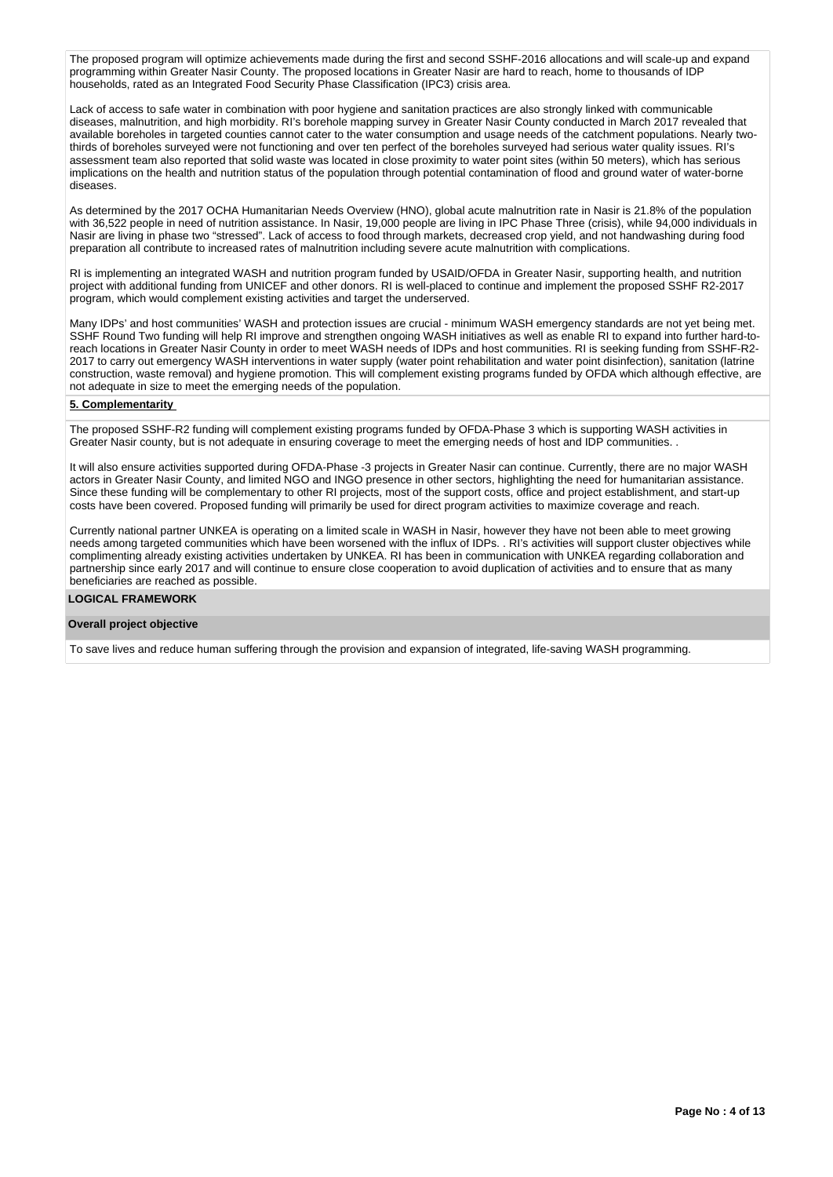The proposed program will optimize achievements made during the first and second SSHF-2016 allocations and will scale-up and expand programming within Greater Nasir County. The proposed locations in Greater Nasir are hard to reach, home to thousands of IDP households, rated as an Integrated Food Security Phase Classification (IPC3) crisis area.

Lack of access to safe water in combination with poor hygiene and sanitation practices are also strongly linked with communicable diseases, malnutrition, and high morbidity. RI's borehole mapping survey in Greater Nasir County conducted in March 2017 revealed that available boreholes in targeted counties cannot cater to the water consumption and usage needs of the catchment populations. Nearly two-thirds of boreholes surveyed were not functioning and over ten perfect of the boreholes surveyed had serious water quality issues. RI's assessment team also reported that solid waste was located in close proximity to water point sites (within 50 meters), which has serious implications on the health and nutrition status of the population through potential contamination of flood and ground water of water-borne diseases.

As determined by the 2017 OCHA Humanitarian Needs Overview (HNO), global acute malnutrition rate in Nasir is 21.8% of the population with 36,522 people in need of nutrition assistance. In Nasir, 19,000 people are living in IPC Phase Three (crisis), while 94,000 individuals in Nasir are living in phase two "stressed". Lack of access to food through markets, decreased crop yield, and not handwashing during food preparation all contribute to increased rates of malnutrition including severe acute malnutrition with complications.

RI is implementing an integrated WASH and nutrition program funded by USAID/OFDA in Greater Nasir, supporting health, and nutrition project with additional funding from UNICEF and other donors. RI is well-placed to continue and implement the proposed SSHF R2-2017 program, which would complement existing activities and target the underserved.

Many IDPs' and host communities' WASH and protection issues are crucial - minimum WASH emergency standards are not yet being met. SSHF Round Two funding will help RI improve and strengthen ongoing WASH initiatives as well as enable RI to expand into further hard-to-reach locations in Greater Nasir County in order to meet WASH needs of IDPs and host communities. RI is seeking funding from SSHF-R2-2017 to carry out emergency WASH interventions in water supply (water point rehabilitation and water point disinfection), sanitation (latrine construction, waste removal) and hygiene promotion. This will complement existing programs funded by OFDA which although effective, are not adequate in size to meet the emerging needs of the population.

**5. Complementarity**

The proposed SSHF-R2 funding will complement existing programs funded by OFDA-Phase 3 which is supporting WASH activities in Greater Nasir county, but is not adequate in ensuring coverage to meet the emerging needs of host and IDP communities. .

It will also ensure activities supported during OFDA-Phase -3 projects in Greater Nasir can continue. Currently, there are no major WASH actors in Greater Nasir County, and limited NGO and INGO presence in other sectors, highlighting the need for humanitarian assistance. Since these funding will be complementary to other RI projects, most of the support costs, office and project establishment, and start-up costs have been covered. Proposed funding will primarily be used for direct program activities to maximize coverage and reach.

Currently national partner UNKEA is operating on a limited scale in WASH in Nasir, however they have not been able to meet growing needs among targeted communities which have been worsened with the influx of IDPs. . RI's activities will support cluster objectives while complimenting already existing activities undertaken by UNKEA. RI has been in communication with UNKEA regarding collaboration and partnership since early 2017 and will continue to ensure close cooperation to avoid duplication of activities and to ensure that as many beneficiaries are reached as possible.

## LOGICAL FRAMEWORK

**Overall project objective**

To save lives and reduce human suffering through the provision and expansion of integrated, life-saving WASH programming.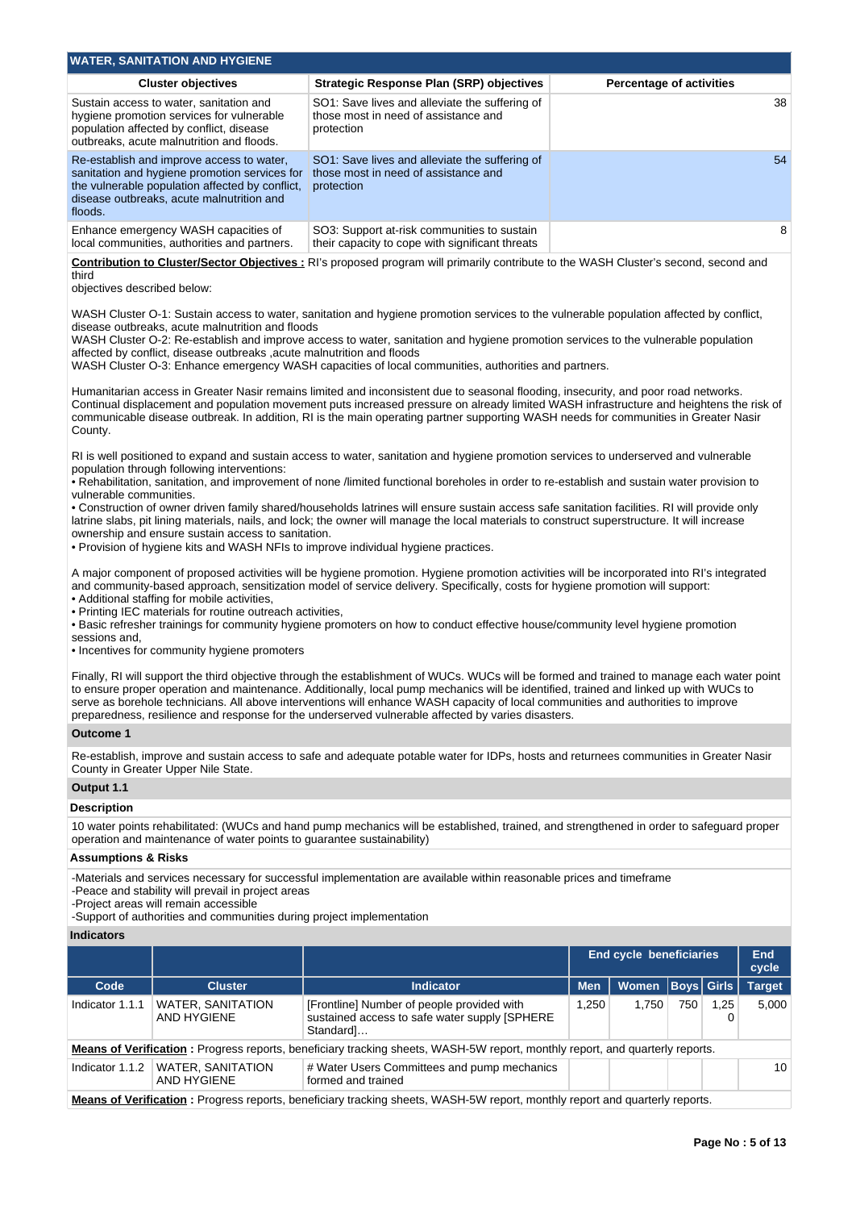## WATER, SANITATION AND HYGIENE

| Cluster objectives | Strategic Response Plan (SRP) objectives | Percentage of activities |
|---|---|---|
| Sustain access to water, sanitation and hygiene promotion services for vulnerable population affected by conflict, disease outbreaks, acute malnutrition and floods. | SO1: Save lives and alleviate the suffering of those most in need of assistance and protection | 38 |
| Re-establish and improve access to water, sanitation and hygiene promotion services for the vulnerable population affected by conflict, disease outbreaks, acute malnutrition and floods. | SO1: Save lives and alleviate the suffering of those most in need of assistance and protection | 54 |
| Enhance emergency WASH capacities of local communities, authorities and partners. | SO3: Support at-risk communities to sustain their capacity to cope with significant threats | 8 |

**Contribution to Cluster/Sector Objectives :** RI's proposed program will primarily contribute to the WASH Cluster's second, second and third
objectives described below:

WASH Cluster O-1: Sustain access to water, sanitation and hygiene promotion services to the vulnerable population affected by conflict, disease outbreaks, acute malnutrition and floods
WASH Cluster O-2: Re-establish and improve access to water, sanitation and hygiene promotion services to the vulnerable population affected by conflict, disease outbreaks ,acute malnutrition and floods
WASH Cluster O-3: Enhance emergency WASH capacities of local communities, authorities and partners.

Humanitarian access in Greater Nasir remains limited and inconsistent due to seasonal flooding, insecurity, and poor road networks. Continual displacement and population movement puts increased pressure on already limited WASH infrastructure and heightens the risk of communicable disease outbreak. In addition, RI is the main operating partner supporting WASH needs for communities in Greater Nasir County.

RI is well positioned to expand and sustain access to water, sanitation and hygiene promotion services to underserved and vulnerable population through following interventions:
• Rehabilitation, sanitation, and improvement of none /limited functional boreholes in order to re-establish and sustain water provision to vulnerable communities.
• Construction of owner driven family shared/households latrines will ensure sustain access safe sanitation facilities. RI will provide only latrine slabs, pit lining materials, nails, and lock; the owner will manage the local materials to construct superstructure. It will increase ownership and ensure sustain access to sanitation.
• Provision of hygiene kits and WASH NFIs to improve individual hygiene practices.

A major component of proposed activities will be hygiene promotion. Hygiene promotion activities will be incorporated into RI's integrated and community-based approach, sensitization model of service delivery. Specifically, costs for hygiene promotion will support:
• Additional staffing for mobile activities,
• Printing IEC materials for routine outreach activities,
• Basic refresher trainings for community hygiene promoters on how to conduct effective house/community level hygiene promotion sessions and,
• Incentives for community hygiene promoters

Finally, RI will support the third objective through the establishment of WUCs. WUCs will be formed and trained to manage each water point to ensure proper operation and maintenance. Additionally, local pump mechanics will be identified, trained and linked up with WUCs to serve as borehole technicians. All above interventions will enhance WASH capacity of local communities and authorities to improve preparedness, resilience and response for the underserved vulnerable affected by varies disasters.

### Outcome 1

Re-establish, improve and sustain access to safe and adequate potable water for IDPs, hosts and returnees communities in Greater Nasir County in Greater Upper Nile State.

### Output 1.1

#### Description

10 water points rehabilitated: (WUCs and hand pump mechanics will be established, trained, and strengthened in order to safeguard proper operation and maintenance of water points to guarantee sustainability)

#### Assumptions & Risks

-Materials and services necessary for successful implementation are available within reasonable prices and timeframe
-Peace and stability will prevail in project areas
-Project areas will remain accessible
-Support of authorities and communities during project implementation

#### Indicators

| | | | End cycle beneficiaries | | | | End cycle |
|---|---|---|---|---|---|---|---|
| Code | Cluster | Indicator | Men | Women | Boys | Girls | Target |
| Indicator 1.1.1 | WATER, SANITATION AND HYGIENE | [Frontline] Number of people provided with sustained access to safe water supply [SPHERE Standard]… | 1,250 | 1,750 | 750 | 1,250 | 5,000 |
| **Means of Verification :** Progress reports, beneficiary tracking sheets, WASH-5W report, monthly report, and quarterly reports. | | | | | | | |
| Indicator 1.1.2 | WATER, SANITATION AND HYGIENE | # Water Users Committees and pump mechanics formed and trained | | | | | 10 |
| **Means of Verification :** Progress reports, beneficiary tracking sheets, WASH-5W report, monthly report and quarterly reports. | | | | | | | |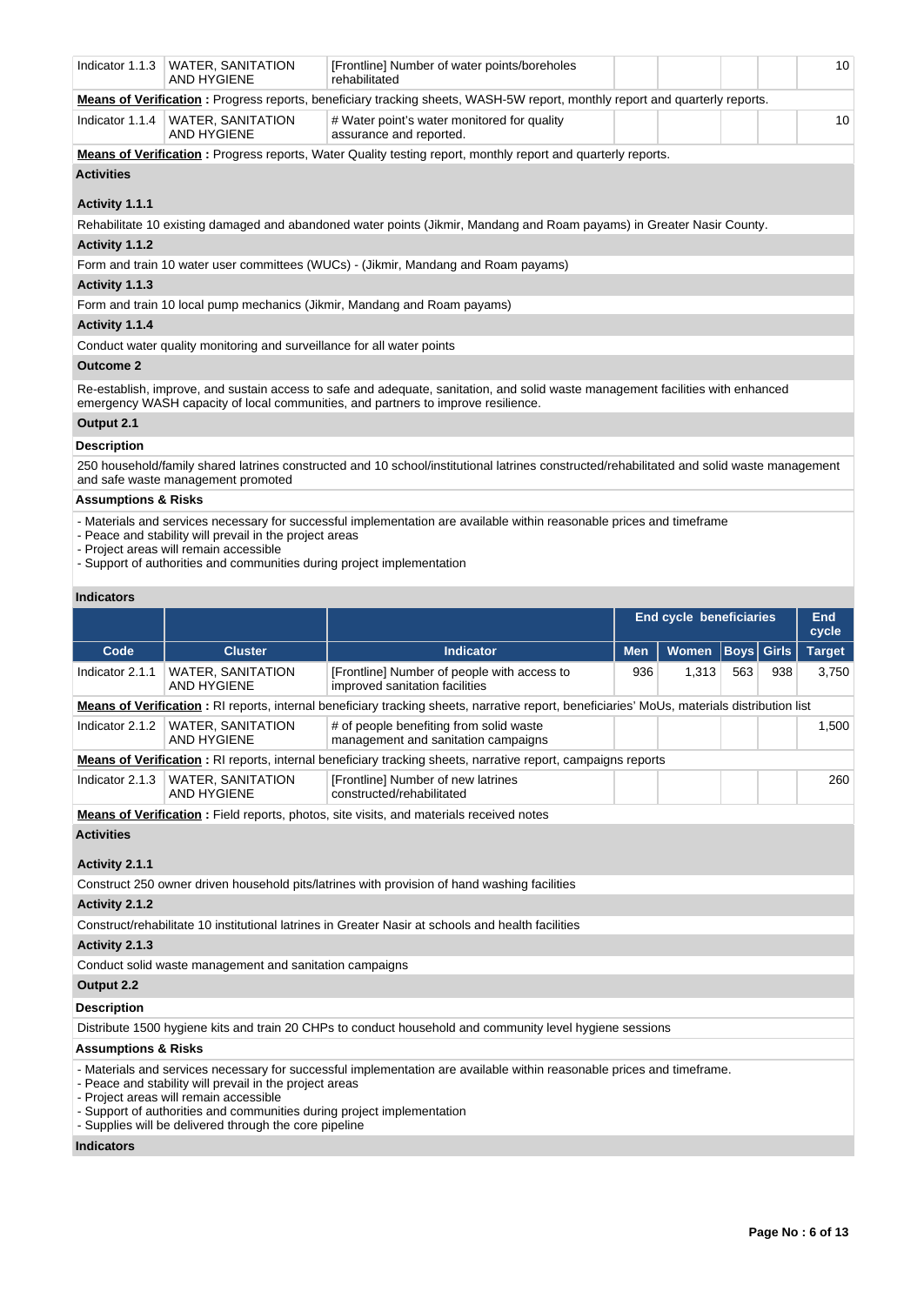| Code | Cluster | Indicator | Men | Women | Boys | Girls | End cycle Target |
|---|---|---|---|---|---|---|---|
| Indicator 1.1.3 | WATER, SANITATION AND HYGIENE | [Frontline] Number of water points/boreholes rehabilitated | | | | | 10 |

**Means of Verification :** Progress reports, beneficiary tracking sheets, WASH-5W report, monthly report and quarterly reports.

| Code | Cluster | Indicator | Men | Women | Boys | Girls | End cycle Target |
|---|---|---|---|---|---|---|---|
| Indicator 1.1.4 | WATER, SANITATION AND HYGIENE | # Water point's water monitored for quality assurance and reported. | | | | | 10 |

**Means of Verification :** Progress reports, Water Quality testing report, monthly report and quarterly reports.

**Activities**

**Activity 1.1.1**

Rehabilitate 10 existing damaged and abandoned water points (Jikmir, Mandang and Roam payams) in Greater Nasir County.

**Activity 1.1.2**

Form and train 10 water user committees (WUCs) - (Jikmir, Mandang and Roam payams)

**Activity 1.1.3**

Form and train 10 local pump mechanics (Jikmir, Mandang and Roam payams)

**Activity 1.1.4**

Conduct water quality monitoring and surveillance for all water points

**Outcome 2**

Re-establish, improve, and sustain access to safe and adequate, sanitation, and solid waste management facilities with enhanced emergency WASH capacity of local communities, and partners to improve resilience.

**Output 2.1**

**Description**

250 household/family shared latrines constructed and 10 school/institutional latrines constructed/rehabilitated and solid waste management and safe waste management promoted

**Assumptions & Risks**

- Materials and services necessary for successful implementation are available within reasonable prices and timeframe
- Peace and stability will prevail in the project areas
- Project areas will remain accessible
- Support of authorities and communities during project implementation

**Indicators**

| | | | End cycle beneficiaries | | | | End cycle |
|---|---|---|---|---|---|---|---|
| Code | Cluster | Indicator | Men | Women | Boys | Girls | Target |
| Indicator 2.1.1 | WATER, SANITATION AND HYGIENE | [Frontline] Number of people with access to improved sanitation facilities | 936 | 1,313 | 563 | 938 | 3,750 |

**Means of Verification :** RI reports, internal beneficiary tracking sheets, narrative report, beneficiaries' MoUs, materials distribution list

| Code | Cluster | Indicator | Men | Women | Boys | Girls | Target |
|---|---|---|---|---|---|---|---|
| Indicator 2.1.2 | WATER, SANITATION AND HYGIENE | # of people benefiting from solid waste management and sanitation campaigns | | | | | 1,500 |

**Means of Verification :** RI reports, internal beneficiary tracking sheets, narrative report, campaigns reports

| Code | Cluster | Indicator | Men | Women | Boys | Girls | Target |
|---|---|---|---|---|---|---|---|
| Indicator 2.1.3 | WATER, SANITATION AND HYGIENE | [Frontline] Number of new latrines constructed/rehabilitated | | | | | 260 |

**Means of Verification :** Field reports, photos, site visits, and materials received notes

**Activities**

**Activity 2.1.1**

Construct 250 owner driven household pits/latrines with provision of hand washing facilities

**Activity 2.1.2**

Construct/rehabilitate 10 institutional latrines in Greater Nasir at schools and health facilities

**Activity 2.1.3**

Conduct solid waste management and sanitation campaigns

**Output 2.2**

**Description**

Distribute 1500 hygiene kits and train 20 CHPs to conduct household and community level hygiene sessions

**Assumptions & Risks**

- Materials and services necessary for successful implementation are available within reasonable prices and timeframe.
- Peace and stability will prevail in the project areas
- Project areas will remain accessible
- Support of authorities and communities during project implementation
- Supplies will be delivered through the core pipeline

**Indicators**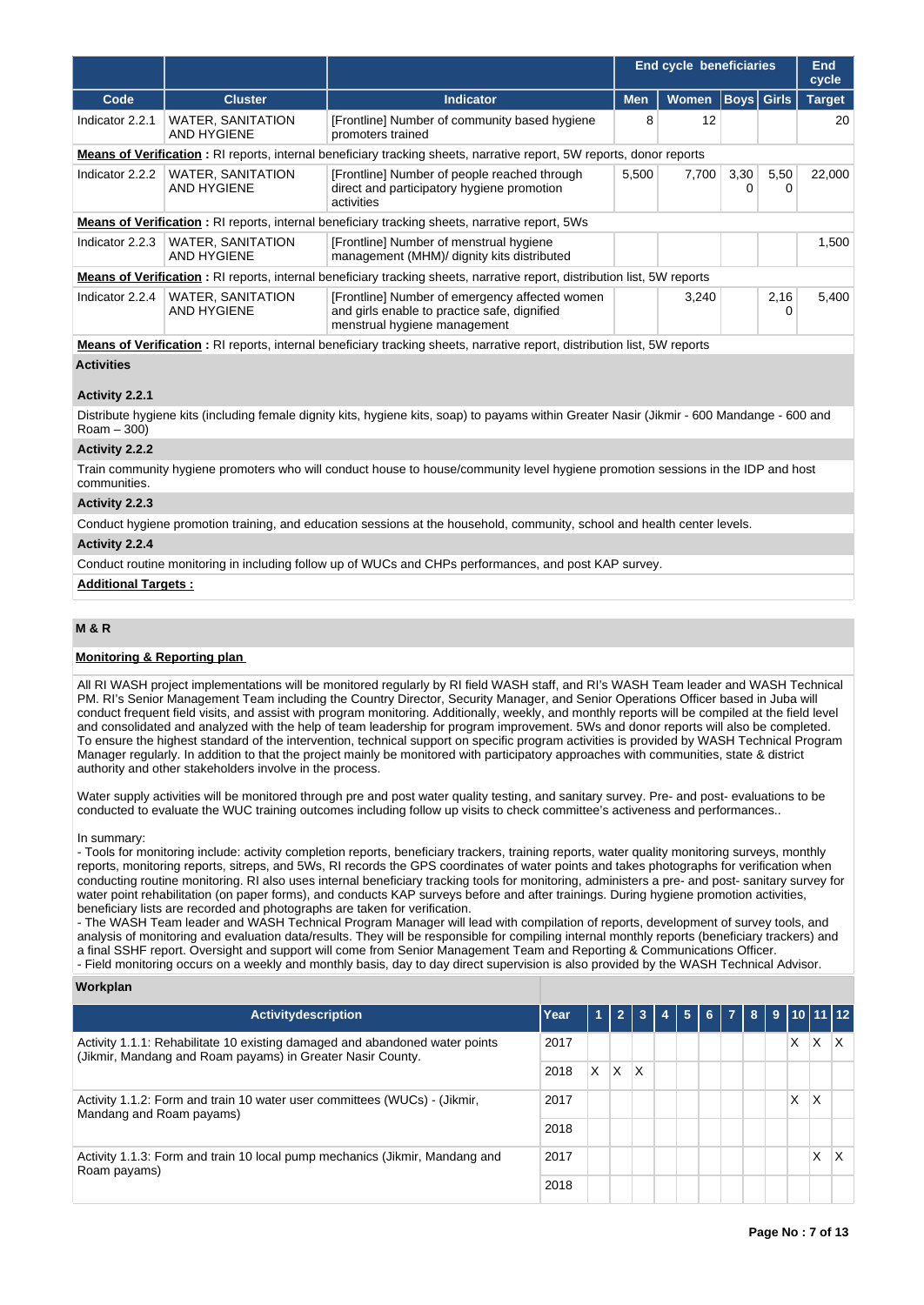| | | | End cycle beneficiaries | | | | End cycle |
|---|---|---|---|---|---|---|---|
| Code | Cluster | Indicator | Men | Women | Boys | Girls | Target |
| Indicator 2.2.1 | WATER, SANITATION AND HYGIENE | [Frontline] Number of community based hygiene promoters trained | 8 | 12 | | | 20 |
| **Means of Verification** : RI reports, internal beneficiary tracking sheets, narrative report, 5W reports, donor reports | | | | | | | |
| Indicator 2.2.2 | WATER, SANITATION AND HYGIENE | [Frontline] Number of people reached through direct and participatory hygiene promotion activities | 5,500 | 7,700 | 3,300 | 5,500 | 22,000 |
| **Means of Verification** : RI reports, internal beneficiary tracking sheets, narrative report, 5Ws | | | | | | | |
| Indicator 2.2.3 | WATER, SANITATION AND HYGIENE | [Frontline] Number of menstrual hygiene management (MHM)/ dignity kits distributed | | | | | 1,500 |
| **Means of Verification** : RI reports, internal beneficiary tracking sheets, narrative report, distribution list, 5W reports | | | | | | | |
| Indicator 2.2.4 | WATER, SANITATION AND HYGIENE | [Frontline] Number of emergency affected women and girls enable to practice safe, dignified menstrual hygiene management | | 3,240 | | 2,160 | 5,400 |
| **Means of Verification** : RI reports, internal beneficiary tracking sheets, narrative report, distribution list, 5W reports | | | | | | | |

**Activities**

**Activity 2.2.1**

Distribute hygiene kits (including female dignity kits, hygiene kits, soap) to payams within Greater Nasir (Jikmir - 600 Mandange - 600 and Roam – 300)

**Activity 2.2.2**

Train community hygiene promoters who will conduct house to house/community level hygiene promotion sessions in the IDP and host communities.

**Activity 2.2.3**

Conduct hygiene promotion training, and education sessions at the household, community, school and health center levels.

**Activity 2.2.4**

Conduct routine monitoring in including follow up of WUCs and CHPs performances, and post KAP survey.

**Additional Targets :**

## M & R

**Monitoring & Reporting plan**

All RI WASH project implementations will be monitored regularly by RI field WASH staff, and RI's WASH Team leader and WASH Technical PM. RI's Senior Management Team including the Country Director, Security Manager, and Senior Operations Officer based in Juba will conduct frequent field visits, and assist with program monitoring. Additionally, weekly, and monthly reports will be compiled at the field level and consolidated and analyzed with the help of team leadership for program improvement. 5Ws and donor reports will also be completed. To ensure the highest standard of the intervention, technical support on specific program activities is provided by WASH Technical Program Manager regularly. In addition to that the project mainly be monitored with participatory approaches with communities, state & district authority and other stakeholders involve in the process.

Water supply activities will be monitored through pre and post water quality testing, and sanitary survey. Pre- and post- evaluations to be conducted to evaluate the WUC training outcomes including follow up visits to check committee's activeness and performances..

In summary:
- Tools for monitoring include: activity completion reports, beneficiary trackers, training reports, water quality monitoring surveys, monthly reports, monitoring reports, sitreps, and 5Ws, RI records the GPS coordinates of water points and takes photographs for verification when conducting routine monitoring. RI also uses internal beneficiary tracking tools for monitoring, administers a pre- and post- sanitary survey for water point rehabilitation (on paper forms), and conducts KAP surveys before and after trainings. During hygiene promotion activities, beneficiary lists are recorded and photographs are taken for verification.
- The WASH Team leader and WASH Technical Program Manager will lead with compilation of reports, development of survey tools, and analysis of monitoring and evaluation data/results. They will be responsible for compiling internal monthly reports (beneficiary trackers) and a final SSHF report. Oversight and support will come from Senior Management Team and Reporting & Communications Officer.
- Field monitoring occurs on a weekly and monthly basis, day to day direct supervision is also provided by the WASH Technical Advisor.

**Workplan**

| Activitydescription | Year | 1 | 2 | 3 | 4 | 5 | 6 | 7 | 8 | 9 | 10 | 11 | 12 |
|---|---|---|---|---|---|---|---|---|---|---|---|---|---|
| Activity 1.1.1: Rehabilitate 10 existing damaged and abandoned water points (Jikmir, Mandang and Roam payams) in Greater Nasir County. | 2017 | | | | | | | | | | X | X | X |
| | 2018 | X | X | X | | | | | | | | | |
| Activity 1.1.2: Form and train 10 water user committees (WUCs) - (Jikmir, Mandang and Roam payams) | 2017 | | | | | | | | | | X | X | |
| | 2018 | | | | | | | | | | | | |
| Activity 1.1.3: Form and train 10 local pump mechanics (Jikmir, Mandang and Roam payams) | 2017 | | | | | | | | | | | X | X |
| | 2018 | | | | | | | | | | | | |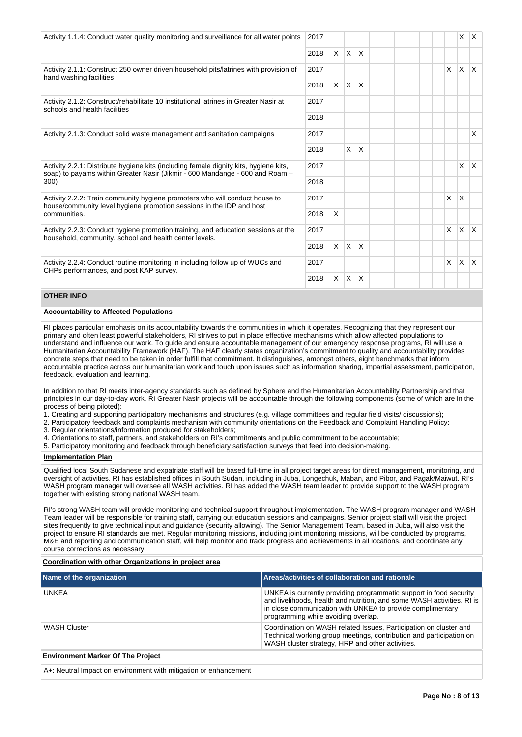| | | | | | | | | | | | | | |
|---|---|---|---|---|---|---|---|---|---|---|---|---|---|
| Activity 1.1.4: Conduct water quality monitoring and surveillance for all water points | 2017 | | | | | | | | | | | X | X |
| | 2018 | X | X | X | | | | | | | | | |
| Activity 2.1.1: Construct 250 owner driven household pits/latrines with provision of hand washing facilities | 2017 | | | | | | | | | | X | X | X |
| | 2018 | X | X | X | | | | | | | | | |
| Activity 2.1.2: Construct/rehabilitate 10 institutional latrines in Greater Nasir at schools and health facilities | 2017 | | | | | | | | | | | | |
| | 2018 | | | | | | | | | | | | |
| Activity 2.1.3: Conduct solid waste management and sanitation campaigns | 2017 | | | | | | | | | | | | X |
| | 2018 | | X | X | | | | | | | | | |
| Activity 2.2.1: Distribute hygiene kits (including female dignity kits, hygiene kits, soap) to payams within Greater Nasir (Jikmir - 600 Mandange - 600 and Roam – 300) | 2017 | | | | | | | | | | | X | X |
| | 2018 | | | | | | | | | | | | |
| Activity 2.2.2: Train community hygiene promoters who will conduct house to house/community level hygiene promotion sessions in the IDP and host communities. | 2017 | | | | | | | | | | X | X | |
| | 2018 | X | | | | | | | | | | | |
| Activity 2.2.3: Conduct hygiene promotion training, and education sessions at the household, community, school and health center levels. | 2017 | | | | | | | | | | X | X | X |
| | 2018 | X | X | X | | | | | | | | | |
| Activity 2.2.4: Conduct routine monitoring in including follow up of WUCs and CHPs performances, and post KAP survey. | 2017 | | | | | | | | | | X | X | X |
| | 2018 | X | X | X | | | | | | | | | |

## OTHER INFO

### Accountability to Affected Populations

RI places particular emphasis on its accountability towards the communities in which it operates. Recognizing that they represent our primary and often least powerful stakeholders, RI strives to put in place effective mechanisms which allow affected populations to understand and influence our work. To guide and ensure accountable management of our emergency response programs, RI will use a Humanitarian Accountability Framework (HAF). The HAF clearly states organization's commitment to quality and accountability provides concrete steps that need to be taken in order fulfill that commitment. It distinguishes, amongst others, eight benchmarks that inform accountable practice across our humanitarian work and touch upon issues such as information sharing, impartial assessment, participation, feedback, evaluation and learning.

In addition to that RI meets inter-agency standards such as defined by Sphere and the Humanitarian Accountability Partnership and that principles in our day-to-day work. RI Greater Nasir projects will be accountable through the following components (some of which are in the process of being piloted):
1. Creating and supporting participatory mechanisms and structures (e.g. village committees and regular field visits/ discussions);
2. Participatory feedback and complaints mechanism with community orientations on the Feedback and Complaint Handling Policy;
3. Regular orientations/information produced for stakeholders;
4. Orientations to staff, partners, and stakeholders on RI's commitments and public commitment to be accountable;
5. Participatory monitoring and feedback through beneficiary satisfaction surveys that feed into decision-making.

### Implementation Plan

Qualified local South Sudanese and expatriate staff will be based full-time in all project target areas for direct management, monitoring, and oversight of activities. RI has established offices in South Sudan, including in Juba, Longechuk, Maban, and Pibor, and Pagak/Maiwut. RI's WASH program manager will oversee all WASH activities. RI has added the WASH team leader to provide support to the WASH program together with existing strong national WASH team.

RI's strong WASH team will provide monitoring and technical support throughout implementation. The WASH program manager and WASH Team leader will be responsible for training staff, carrying out education sessions and campaigns. Senior project staff will visit the project sites frequently to give technical input and guidance (security allowing). The Senior Management Team, based in Juba, will also visit the project to ensure RI standards are met. Regular monitoring missions, including joint monitoring missions, will be conducted by programs, M&E and reporting and communication staff, will help monitor and track progress and achievements in all locations, and coordinate any course corrections as necessary.

### Coordination with other Organizations in project area

| Name of the organization | Areas/activities of collaboration and rationale |
|---|---|
| UNKEA | UNKEA is currently providing programmatic support in food security and livelihoods, health and nutrition, and some WASH activities. RI is in close communication with UNKEA to provide complimentary programming while avoiding overlap. |
| WASH Cluster | Coordination on WASH related Issues, Participation on cluster and Technical working group meetings, contribution and participation on WASH cluster strategy, HRP and other activities. |

### Environment Marker Of The Project

A+: Neutral Impact on environment with mitigation or enhancement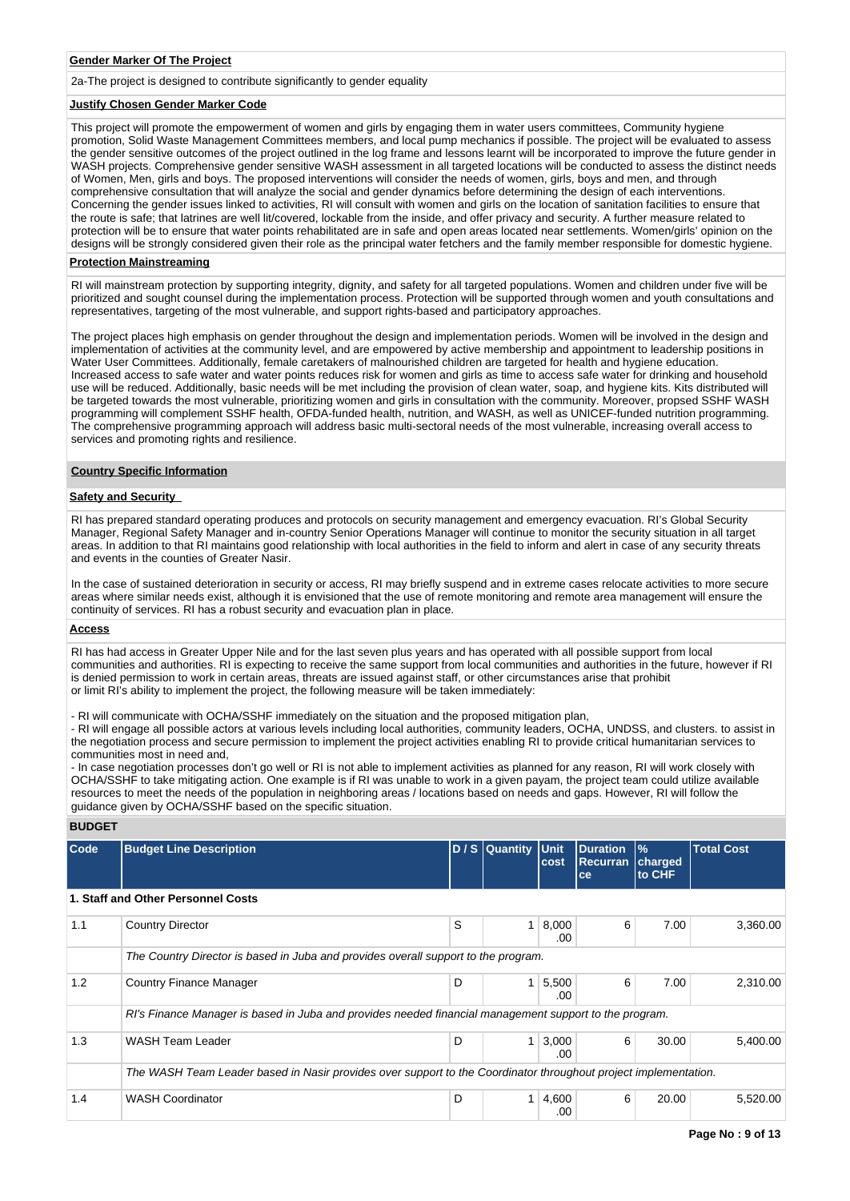**Gender Marker Of The Project**

2a-The project is designed to contribute significantly to gender equality

**Justify Chosen Gender Marker Code**

This project will promote the empowerment of women and girls by engaging them in water users committees, Community hygiene promotion, Solid Waste Management Committees members, and local pump mechanics if possible. The project will be evaluated to assess the gender sensitive outcomes of the project outlined in the log frame and lessons learnt will be incorporated to improve the future gender in WASH projects. Comprehensive gender sensitive WASH assessment in all targeted locations will be conducted to assess the distinct needs of Women, Men, girls and boys. The proposed interventions will consider the needs of women, girls, boys and men, and through comprehensive consultation that will analyze the social and gender dynamics before determining the design of each interventions. Concerning the gender issues linked to activities, RI will consult with women and girls on the location of sanitation facilities to ensure that the route is safe; that latrines are well lit/covered, lockable from the inside, and offer privacy and security. A further measure related to protection will be to ensure that water points rehabilitated are in safe and open areas located near settlements. Women/girls' opinion on the designs will be strongly considered given their role as the principal water fetchers and the family member responsible for domestic hygiene.

**Protection Mainstreaming**

RI will mainstream protection by supporting integrity, dignity, and safety for all targeted populations. Women and children under five will be prioritized and sought counsel during the implementation process. Protection will be supported through women and youth consultations and representatives, targeting of the most vulnerable, and support rights-based and participatory approaches.

The project places high emphasis on gender throughout the design and implementation periods. Women will be involved in the design and implementation of activities at the community level, and are empowered by active membership and appointment to leadership positions in Water User Committees. Additionally, female caretakers of malnourished children are targeted for health and hygiene education. Increased access to safe water and water points reduces risk for women and girls as time to access safe water for drinking and household use will be reduced. Additionally, basic needs will be met including the provision of clean water, soap, and hygiene kits. Kits distributed will be targeted towards the most vulnerable, prioritizing women and girls in consultation with the community. Moreover, propsed SSHF WASH programming will complement SSHF health, OFDA-funded health, nutrition, and WASH, as well as UNICEF-funded nutrition programming. The comprehensive programming approach will address basic multi-sectoral needs of the most vulnerable, increasing overall access to services and promoting rights and resilience.

**Country Specific Information**

**Safety and Security**

RI has prepared standard operating produces and protocols on security management and emergency evacuation. RI's Global Security Manager, Regional Safety Manager and in-country Senior Operations Manager will continue to monitor the security situation in all target areas. In addition to that RI maintains good relationship with local authorities in the field to inform and alert in case of any security threats and events in the counties of Greater Nasir.

In the case of sustained deterioration in security or access, RI may briefly suspend and in extreme cases relocate activities to more secure areas where similar needs exist, although it is envisioned that the use of remote monitoring and remote area management will ensure the continuity of services. RI has a robust security and evacuation plan in place.

**Access**

RI has had access in Greater Upper Nile and for the last seven plus years and has operated with all possible support from local communities and authorities. RI is expecting to receive the same support from local communities and authorities in the future, however if RI is denied permission to work in certain areas, threats are issued against staff, or other circumstances arise that prohibit or limit RI's ability to implement the project, the following measure will be taken immediately:

- RI will communicate with OCHA/SSHF immediately on the situation and the proposed mitigation plan,
- RI will engage all possible actors at various levels including local authorities, community leaders, OCHA, UNDSS, and clusters. to assist in the negotiation process and secure permission to implement the project activities enabling RI to provide critical humanitarian services to communities most in need and,
- In case negotiation processes don't go well or RI is not able to implement activities as planned for any reason, RI will work closely with OCHA/SSHF to take mitigating action. One example is if RI was unable to work in a given payam, the project team could utilize available resources to meet the needs of the population in neighboring areas / locations based on needs and gaps. However, RI will follow the guidance given by OCHA/SSHF based on the specific situation.

**BUDGET**

| Code | Budget Line Description | D / S | Quantity | Unit cost | Duration Recurrance | % charged to CHF | Total Cost |
|---|---|---|---|---|---|---|---|
| **1. Staff and Other Personnel Costs** | | | | | | | |
| 1.1 | Country Director | S | 1 | 8,000.00 | 6 | 7.00 | 3,360.00 |
| | *The Country Director is based in Juba and provides overall support to the program.* | | | | | | |
| 1.2 | Country Finance Manager | D | 1 | 5,500.00 | 6 | 7.00 | 2,310.00 |
| | *RI's Finance Manager is based in Juba and provides needed financial management support to the program.* | | | | | | |
| 1.3 | WASH Team Leader | D | 1 | 3,000.00 | 6 | 30.00 | 5,400.00 |
| | *The WASH Team Leader based in Nasir provides over support to the Coordinator throughout project implementation.* | | | | | | |
| 1.4 | WASH Coordinator | D | 1 | 4,600.00 | 6 | 20.00 | 5,520.00 |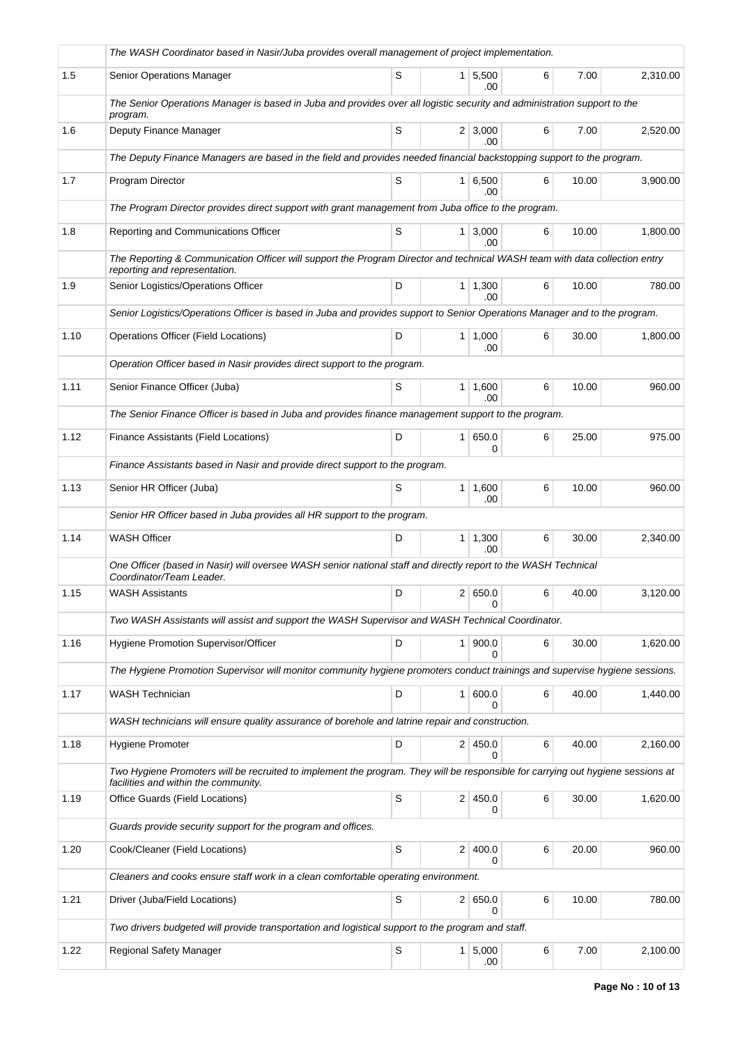| | | | | | | | |
|---|---|---|---|---|---|---|---|
| | *The WASH Coordinator based in Nasir/Juba provides overall management of project implementation.* | | | | | | |
| 1.5 | Senior Operations Manager | S | 1 | 5,500.00 | 6 | 7.00 | 2,310.00 |
| | *The Senior Operations Manager is based in Juba and provides over all logistic security and administration support to the program.* | | | | | | |
| 1.6 | Deputy Finance Manager | S | 2 | 3,000.00 | 6 | 7.00 | 2,520.00 |
| | *The Deputy Finance Managers are based in the field and provides needed financial backstopping support to the program.* | | | | | | |
| 1.7 | Program Director | S | 1 | 6,500.00 | 6 | 10.00 | 3,900.00 |
| | *The Program Director provides direct support with grant management from Juba office to the program.* | | | | | | |
| 1.8 | Reporting and Communications Officer | S | 1 | 3,000.00 | 6 | 10.00 | 1,800.00 |
| | *The Reporting & Communication Officer will support the Program Director and technical WASH team with data collection entry reporting and representation.* | | | | | | |
| 1.9 | Senior Logistics/Operations Officer | D | 1 | 1,300.00 | 6 | 10.00 | 780.00 |
| | *Senior Logistics/Operations Officer is based in Juba and provides support to Senior Operations Manager and to the program.* | | | | | | |
| 1.10 | Operations Officer (Field Locations) | D | 1 | 1,000.00 | 6 | 30.00 | 1,800.00 |
| | *Operation Officer based in Nasir provides direct support to the program.* | | | | | | |
| 1.11 | Senior Finance Officer (Juba) | S | 1 | 1,600.00 | 6 | 10.00 | 960.00 |
| | *The Senior Finance Officer is based in Juba and provides finance management support to the program.* | | | | | | |
| 1.12 | Finance Assistants (Field Locations) | D | 1 | 650.00 | 6 | 25.00 | 975.00 |
| | *Finance Assistants based in Nasir and provide direct support to the program.* | | | | | | |
| 1.13 | Senior HR Officer (Juba) | S | 1 | 1,600.00 | 6 | 10.00 | 960.00 |
| | *Senior HR Officer based in Juba provides all HR support to the program.* | | | | | | |
| 1.14 | WASH Officer | D | 1 | 1,300.00 | 6 | 30.00 | 2,340.00 |
| | *One Officer (based in Nasir) will oversee WASH senior national staff and directly report to the WASH Technical Coordinator/Team Leader.* | | | | | | |
| 1.15 | WASH Assistants | D | 2 | 650.00 | 6 | 40.00 | 3,120.00 |
| | *Two WASH Assistants will assist and support the WASH Supervisor and WASH Technical Coordinator.* | | | | | | |
| 1.16 | Hygiene Promotion Supervisor/Officer | D | 1 | 900.00 | 6 | 30.00 | 1,620.00 |
| | *The Hygiene Promotion Supervisor will monitor community hygiene promoters conduct trainings and supervise hygiene sessions.* | | | | | | |
| 1.17 | WASH Technician | D | 1 | 600.00 | 6 | 40.00 | 1,440.00 |
| | *WASH technicians will ensure quality assurance of borehole and latrine repair and construction.* | | | | | | |
| 1.18 | Hygiene Promoter | D | 2 | 450.00 | 6 | 40.00 | 2,160.00 |
| | *Two Hygiene Promoters will be recruited to implement the program. They will be responsible for carrying out hygiene sessions at facilities and within the community.* | | | | | | |
| 1.19 | Office Guards (Field Locations) | S | 2 | 450.00 | 6 | 30.00 | 1,620.00 |
| | *Guards provide security support for the program and offices.* | | | | | | |
| 1.20 | Cook/Cleaner (Field Locations) | S | 2 | 400.00 | 6 | 20.00 | 960.00 |
| | *Cleaners and cooks ensure staff work in a clean comfortable operating environment.* | | | | | | |
| 1.21 | Driver (Juba/Field Locations) | S | 2 | 650.00 | 6 | 10.00 | 780.00 |
| | *Two drivers budgeted will provide transportation and logistical support to the program and staff.* | | | | | | |
| 1.22 | Regional Safety Manager | S | 1 | 5,000.00 | 6 | 7.00 | 2,100.00 |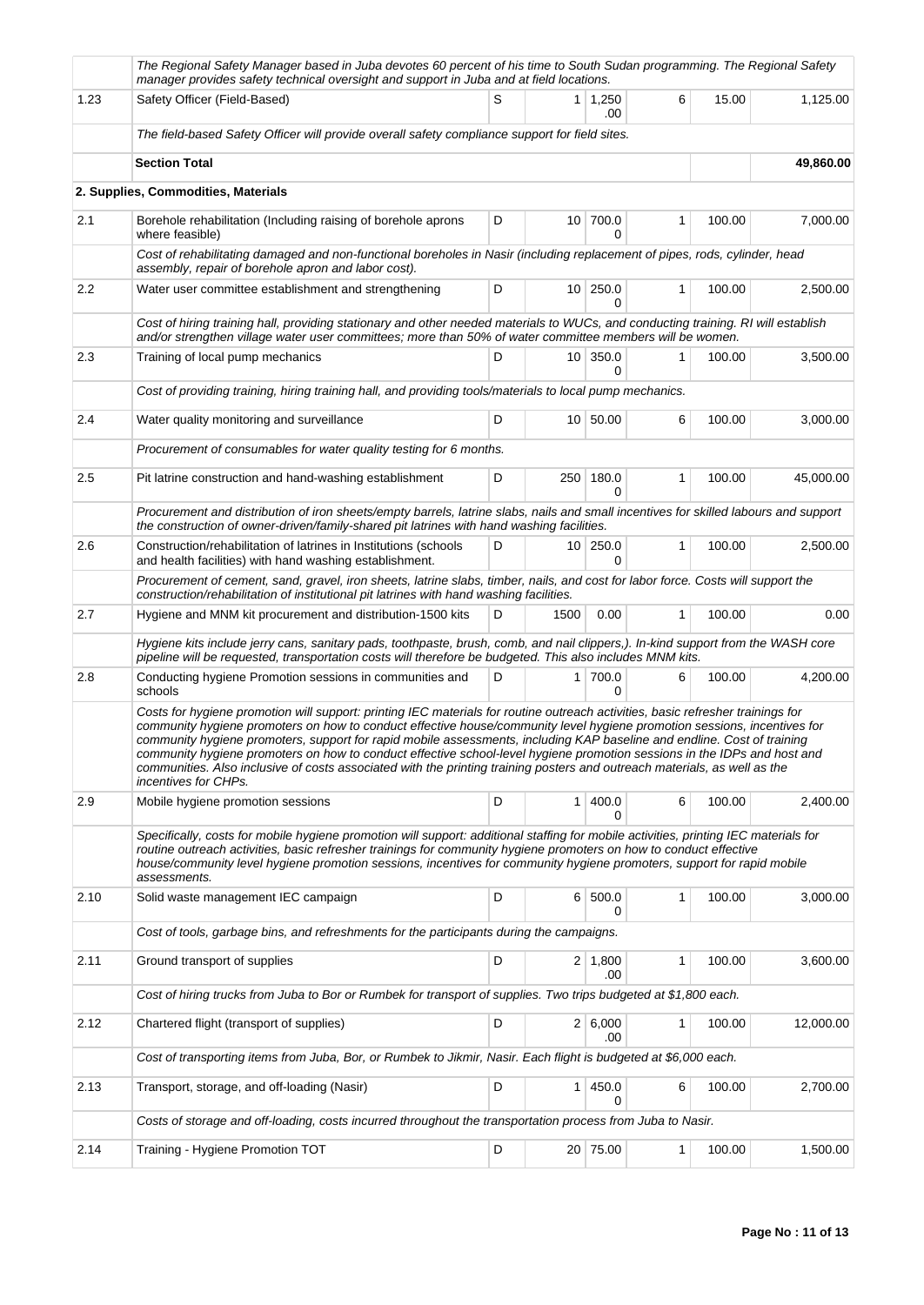| | | | | | | | |
|---|---|---|---|---|---|---|---|
| | *The Regional Safety Manager based in Juba devotes 60 percent of his time to South Sudan programming. The Regional Safety manager provides safety technical oversight and support in Juba and at field locations.* | | | | | | |
| 1.23 | Safety Officer (Field-Based) | S | 1 | 1,250.00 | 6 | 15.00 | 1,125.00 |
| | *The field-based Safety Officer will provide overall safety compliance support for field sites.* | | | | | | |
| | **Section Total** | | | | | | **49,860.00** |
| | **2. Supplies, Commodities, Materials** | | | | | | |
| 2.1 | Borehole rehabilitation (Including raising of borehole aprons where feasible) | D | 10 | 700.00 | 1 | 100.00 | 7,000.00 |
| | *Cost of rehabilitating damaged and non-functional boreholes in Nasir (including replacement of pipes, rods, cylinder, head assembly, repair of borehole apron and labor cost).* | | | | | | |
| 2.2 | Water user committee establishment and strengthening | D | 10 | 250.00 | 1 | 100.00 | 2,500.00 |
| | *Cost of hiring training hall, providing stationary and other needed materials to WUCs, and conducting training. RI will establish and/or strengthen village water user committees; more than 50% of water committee members will be women.* | | | | | | |
| 2.3 | Training of local pump mechanics | D | 10 | 350.00 | 1 | 100.00 | 3,500.00 |
| | *Cost of providing training, hiring training hall, and providing tools/materials to local pump mechanics.* | | | | | | |
| 2.4 | Water quality monitoring and surveillance | D | 10 | 50.00 | 6 | 100.00 | 3,000.00 |
| | *Procurement of consumables for water quality testing for 6 months.* | | | | | | |
| 2.5 | Pit latrine construction and hand-washing establishment | D | 250 | 180.00 | 1 | 100.00 | 45,000.00 |
| | *Procurement and distribution of iron sheets/empty barrels, latrine slabs, nails and small incentives for skilled labours and support the construction of owner-driven/family-shared pit latrines with hand washing facilities.* | | | | | | |
| 2.6 | Construction/rehabilitation of latrines in Institutions (schools and health facilities) with hand washing establishment. | D | 10 | 250.00 | 1 | 100.00 | 2,500.00 |
| | *Procurement of cement, sand, gravel, iron sheets, latrine slabs, timber, nails, and cost for labor force. Costs will support the construction/rehabilitation of institutional pit latrines with hand washing facilities.* | | | | | | |
| 2.7 | Hygiene and MNM kit procurement and distribution-1500 kits | D | 1500 | 0.00 | 1 | 100.00 | 0.00 |
| | *Hygiene kits include jerry cans, sanitary pads, toothpaste, brush, comb, and nail clippers,). In-kind support from the WASH core pipeline will be requested, transportation costs will therefore be budgeted. This also includes MNM kits.* | | | | | | |
| 2.8 | Conducting hygiene Promotion sessions in communities and schools | D | 1 | 700.00 | 6 | 100.00 | 4,200.00 |
| | *Costs for hygiene promotion will support: printing IEC materials for routine outreach activities, basic refresher trainings for community hygiene promoters on how to conduct effective house/community level hygiene promotion sessions, incentives for community hygiene promoters, support for rapid mobile assessments, including KAP baseline and endline. Cost of training community hygiene promoters on how to conduct effective school-level hygiene promotion sessions in the IDPs and host and communities. Also inclusive of costs associated with the printing training posters and outreach materials, as well as the incentives for CHPs.* | | | | | | |
| 2.9 | Mobile hygiene promotion sessions | D | 1 | 400.00 | 6 | 100.00 | 2,400.00 |
| | *Specifically, costs for mobile hygiene promotion will support: additional staffing for mobile activities, printing IEC materials for routine outreach activities, basic refresher trainings for community hygiene promoters on how to conduct effective house/community level hygiene promotion sessions, incentives for community hygiene promoters, support for rapid mobile assessments.* | | | | | | |
| 2.10 | Solid waste management IEC campaign | D | 6 | 500.00 | 1 | 100.00 | 3,000.00 |
| | *Cost of tools, garbage bins, and refreshments for the participants during the campaigns.* | | | | | | |
| 2.11 | Ground transport of supplies | D | 2 | 1,800.00 | 1 | 100.00 | 3,600.00 |
| | *Cost of hiring trucks from Juba to Bor or Rumbek for transport of supplies. Two trips budgeted at $1,800 each.* | | | | | | |
| 2.12 | Chartered flight (transport of supplies) | D | 2 | 6,000.00 | 1 | 100.00 | 12,000.00 |
| | *Cost of transporting items from Juba, Bor, or Rumbek to Jikmir, Nasir. Each flight is budgeted at $6,000 each.* | | | | | | |
| 2.13 | Transport, storage, and off-loading (Nasir) | D | 1 | 450.00 | 6 | 100.00 | 2,700.00 |
| | *Costs of storage and off-loading, costs incurred throughout the transportation process from Juba to Nasir.* | | | | | | |
| 2.14 | Training - Hygiene Promotion TOT | D | 20 | 75.00 | 1 | 100.00 | 1,500.00 |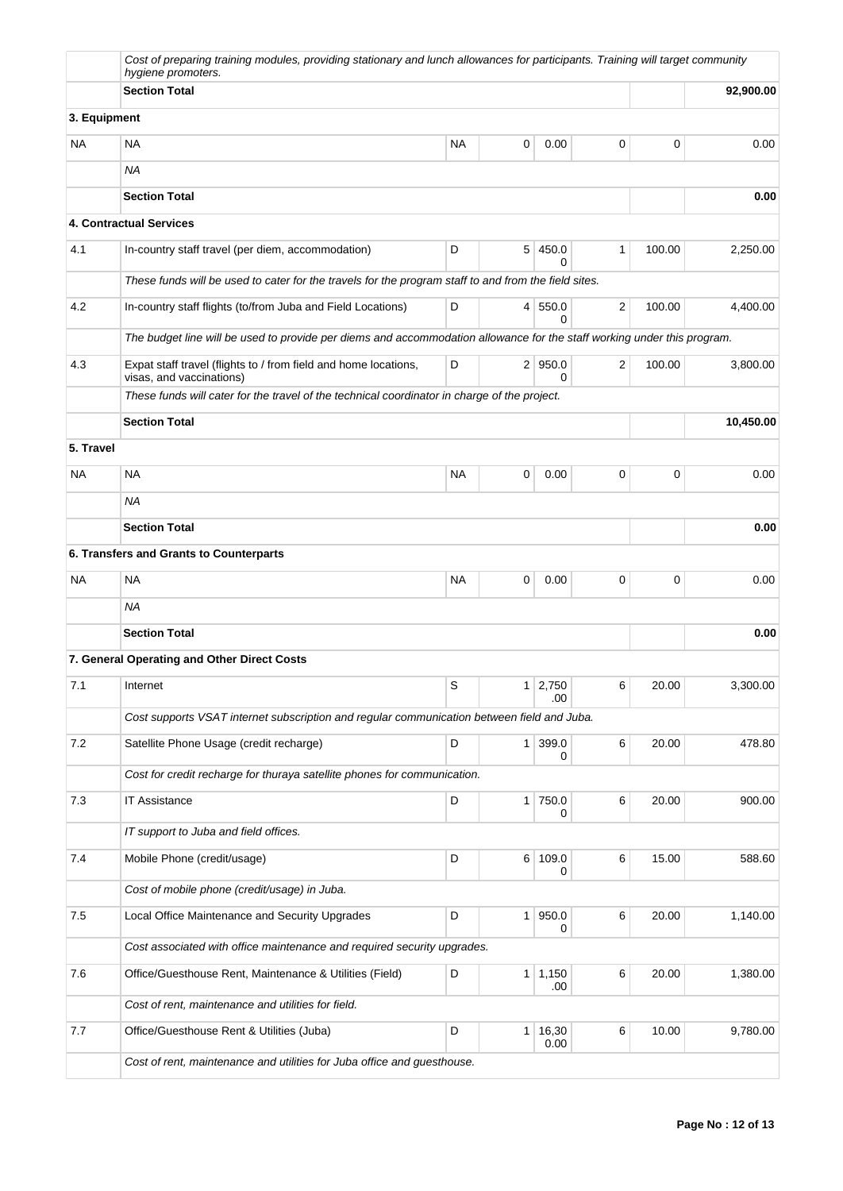| | | | | | | | |
|---|---|---|---|---|---|---|---|
| | *Cost of preparing training modules, providing stationary and lunch allowances for participants. Training will target community hygiene promoters.* | | | | | | |
| | **Section Total** | | | | | | **92,900.00** |
| **3. Equipment** | | | | | | | |
| NA | NA | NA | 0 | 0.00 | 0 | 0 | 0.00 |
| | *NA* | | | | | | |
| | **Section Total** | | | | | | **0.00** |
| | **4. Contractual Services** | | | | | | |
| 4.1 | In-country staff travel (per diem, accommodation) | D | 5 | 450.00 | 1 | 100.00 | 2,250.00 |
| | *These funds will be used to cater for the travels for the program staff to and from the field sites.* | | | | | | |
| 4.2 | In-country staff flights (to/from Juba and Field Locations) | D | 4 | 550.00 | 2 | 100.00 | 4,400.00 |
| | *The budget line will be used to provide per diems and accommodation allowance for the staff working under this program.* | | | | | | |
| 4.3 | Expat staff travel (flights to / from field and home locations, visas, and vaccinations) | D | 2 | 950.00 | 2 | 100.00 | 3,800.00 |
| | *These funds will cater for the travel of the technical coordinator in charge of the project.* | | | | | | |
| | **Section Total** | | | | | | **10,450.00** |
| **5. Travel** | | | | | | | |
| NA | NA | NA | 0 | 0.00 | 0 | 0 | 0.00 |
| | *NA* | | | | | | |
| | **Section Total** | | | | | | **0.00** |
| | **6. Transfers and Grants to Counterparts** | | | | | | |
| NA | NA | NA | 0 | 0.00 | 0 | 0 | 0.00 |
| | *NA* | | | | | | |
| | **Section Total** | | | | | | **0.00** |
| | **7. General Operating and Other Direct Costs** | | | | | | |
| 7.1 | Internet | S | 1 | 2,750.00 | 6 | 20.00 | 3,300.00 |
| | *Cost supports VSAT internet subscription and regular communication between field and Juba.* | | | | | | |
| 7.2 | Satellite Phone Usage (credit recharge) | D | 1 | 399.00 | 6 | 20.00 | 478.80 |
| | *Cost for credit recharge for thuraya satellite phones for communication.* | | | | | | |
| 7.3 | IT Assistance | D | 1 | 750.00 | 6 | 20.00 | 900.00 |
| | *IT support to Juba and field offices.* | | | | | | |
| 7.4 | Mobile Phone (credit/usage) | D | 6 | 109.00 | 6 | 15.00 | 588.60 |
| | *Cost of mobile phone (credit/usage) in Juba.* | | | | | | |
| 7.5 | Local Office Maintenance and Security Upgrades | D | 1 | 950.00 | 6 | 20.00 | 1,140.00 |
| | *Cost associated with office maintenance and required security upgrades.* | | | | | | |
| 7.6 | Office/Guesthouse Rent, Maintenance & Utilities (Field) | D | 1 | 1,150.00 | 6 | 20.00 | 1,380.00 |
| | *Cost of rent, maintenance and utilities for field.* | | | | | | |
| 7.7 | Office/Guesthouse Rent & Utilities (Juba) | D | 1 | 16,300.00 | 6 | 10.00 | 9,780.00 |
| | *Cost of rent, maintenance and utilities for Juba office and guesthouse.* | | | | | | |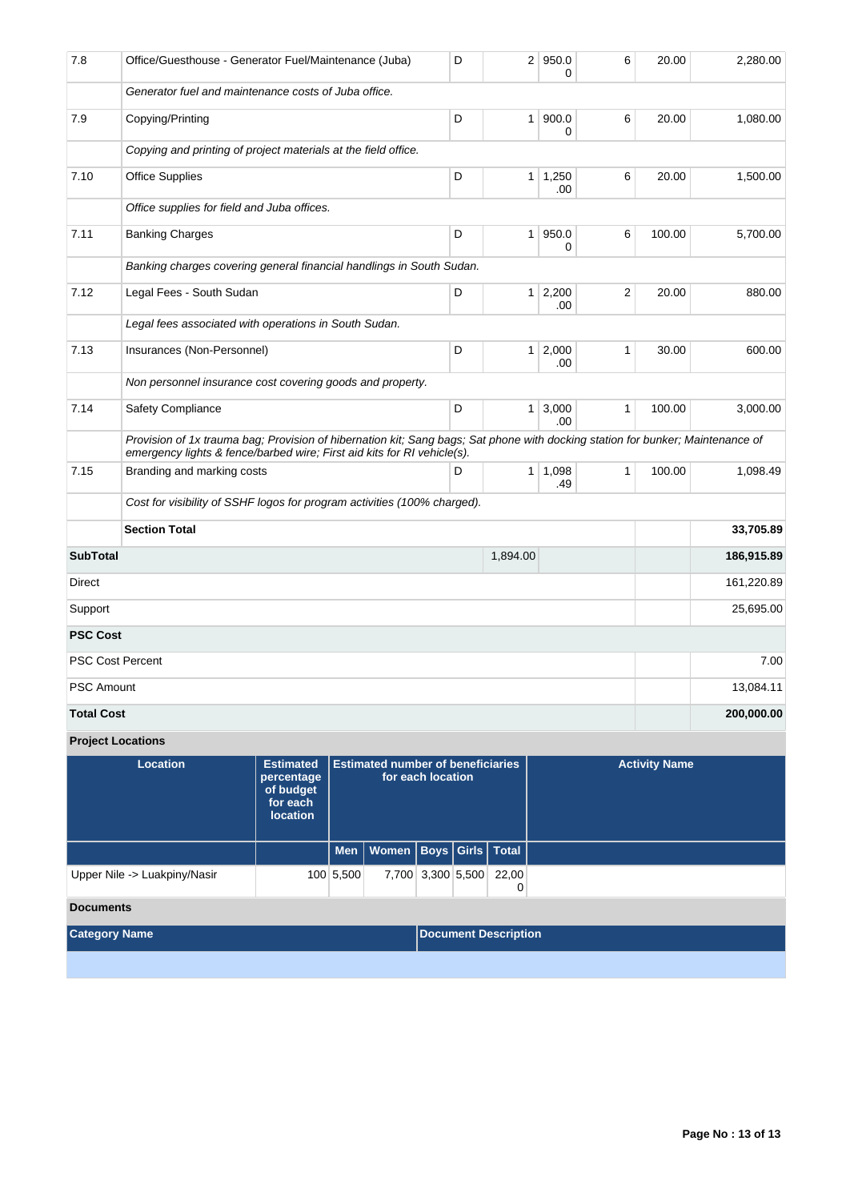| | | | | | | | |
|---|---|---|---|---|---|---|---|
| 7.8 | Office/Guesthouse - Generator Fuel/Maintenance (Juba) | D | 2 | 950.00 | 6 | 20.00 | 2,280.00 |
| | *Generator fuel and maintenance costs of Juba office.* | | | | | | |
| 7.9 | Copying/Printing | D | 1 | 900.00 | 6 | 20.00 | 1,080.00 |
| | *Copying and printing of project materials at the field office.* | | | | | | |
| 7.10 | Office Supplies | D | 1 | 1,250.00 | 6 | 20.00 | 1,500.00 |
| | *Office supplies for field and Juba offices.* | | | | | | |
| 7.11 | Banking Charges | D | 1 | 950.00 | 6 | 100.00 | 5,700.00 |
| | *Banking charges covering general financial handlings in South Sudan.* | | | | | | |
| 7.12 | Legal Fees - South Sudan | D | 1 | 2,200.00 | 2 | 20.00 | 880.00 |
| | *Legal fees associated with operations in South Sudan.* | | | | | | |
| 7.13 | Insurances (Non-Personnel) | D | 1 | 2,000.00 | 1 | 30.00 | 600.00 |
| | *Non personnel insurance cost covering goods and property.* | | | | | | |
| 7.14 | Safety Compliance | D | 1 | 3,000.00 | 1 | 100.00 | 3,000.00 |
| | *Provision of 1x trauma bag; Provision of hibernation kit; Sang bags; Sat phone with docking station for bunker; Maintenance of emergency lights & fence/barbed wire; First aid kits for RI vehicle(s).* | | | | | | |
| 7.15 | Branding and marking costs | D | 1 | 1,098.49 | 1 | 100.00 | 1,098.49 |
| | *Cost for visibility of SSHF logos for program activities (100% charged).* | | | | | | |
| | **Section Total** | | | | | | **33,705.89** |
| **SubTotal** | | | 1,894.00 | | | | **186,915.89** |
| Direct | | | | | | | 161,220.89 |
| Support | | | | | | | 25,695.00 |
| **PSC Cost** | | | | | | | |
| PSC Cost Percent | | | | | | | 7.00 |
| PSC Amount | | | | | | | 13,084.11 |
| **Total Cost** | | | | | | | **200,000.00** |

**Project Locations**

| Location | Estimated percentage of budget for each location | Estimated number of beneficiaries for each location | | | | | Activity Name |
|---|---|---|---|---|---|---|---|
| | | Men | Women | Boys | Girls | Total | |
| Upper Nile -> Luakpiny/Nasir | 100 | 5,500 | 7,700 | 3,300 | 5,500 | 22,000 | |

**Documents**

| Category Name | Document Description |
|---|---|
| | |